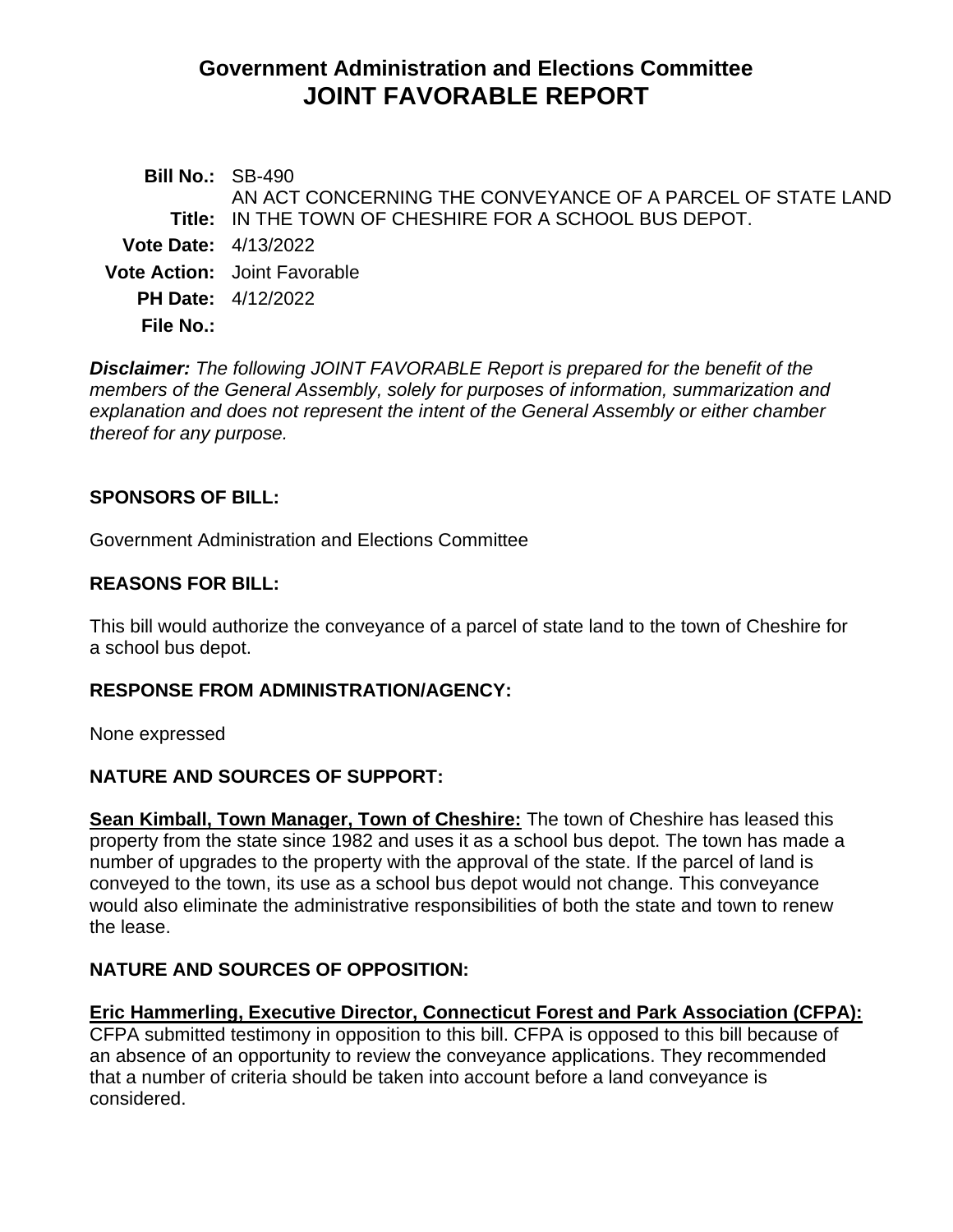# Government Administration and Elections Committee
# JOINT FAVORABLE REPORT

**Bill No.:** SB-490

**Title:** AN ACT CONCERNING THE CONVEYANCE OF A PARCEL OF STATE LAND IN THE TOWN OF CHESHIRE FOR A SCHOOL BUS DEPOT.

**Vote Date:** 4/13/2022

**Vote Action:** Joint Favorable

**PH Date:** 4/12/2022

**File No.:**

***Disclaimer:*** *The following JOINT FAVORABLE Report is prepared for the benefit of the members of the General Assembly, solely for purposes of information, summarization and explanation and does not represent the intent of the General Assembly or either chamber thereof for any purpose.*

## SPONSORS OF BILL:

Government Administration and Elections Committee

## REASONS FOR BILL:

This bill would authorize the conveyance of a parcel of state land to the town of Cheshire for a school bus depot.

## RESPONSE FROM ADMINISTRATION/AGENCY:

None expressed

## NATURE AND SOURCES OF SUPPORT:

**Sean Kimball, Town Manager, Town of Cheshire:** The town of Cheshire has leased this property from the state since 1982 and uses it as a school bus depot. The town has made a number of upgrades to the property with the approval of the state. If the parcel of land is conveyed to the town, its use as a school bus depot would not change. This conveyance would also eliminate the administrative responsibilities of both the state and town to renew the lease.

## NATURE AND SOURCES OF OPPOSITION:

**Eric Hammerling, Executive Director, Connecticut Forest and Park Association (CFPA):** CFPA submitted testimony in opposition to this bill. CFPA is opposed to this bill because of an absence of an opportunity to review the conveyance applications. They recommended that a number of criteria should be taken into account before a land conveyance is considered.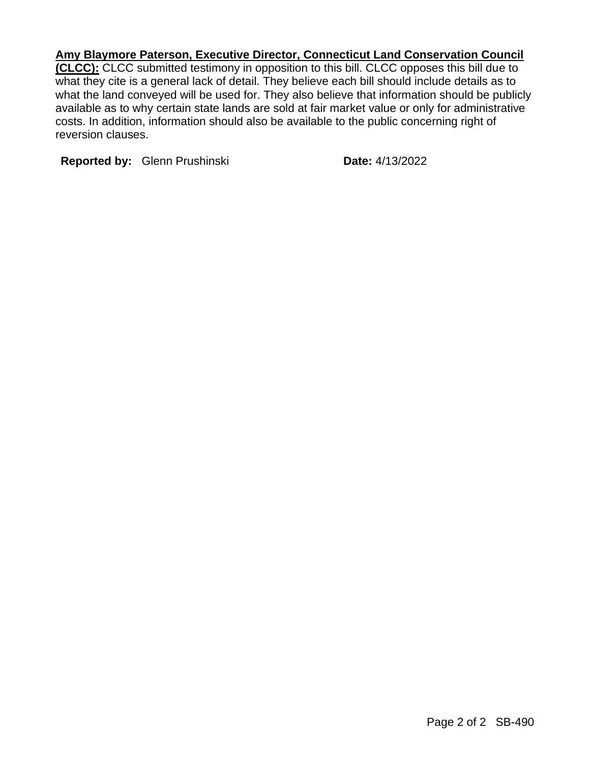**<u>Amy Blaymore Paterson, Executive Director, Connecticut Land Conservation Council (CLCC):</u>** CLCC submitted testimony in opposition to this bill. CLCC opposes this bill due to what they cite is a general lack of detail. They believe each bill should include details as to what the land conveyed will be used for. They also believe that information should be publicly available as to why certain state lands are sold at fair market value or only for administrative costs. In addition, information should also be available to the public concerning right of reversion clauses.

**Reported by:** Glenn Prushinski **Date:** 4/13/2022